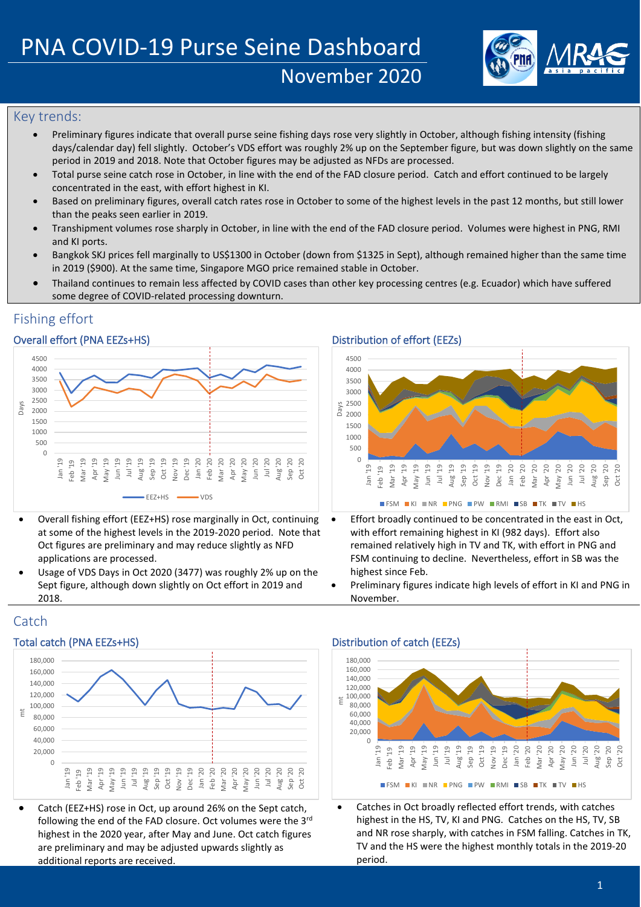# PNA COVID-19 Purse Seine Dashboard

## November 2020

## Key trends:

- Preliminary figures indicate that overall purse seine fishing days rose very slightly in October, although fishing intensity (fishing days/calendar day) fell slightly. October's VDS effort was roughly 2% up on the September figure, but was down slightly on the same period in 2019 and 2018. Note that October figures may be adjusted as NFDs are processed.
- Total purse seine catch rose in October, in line with the end of the FAD closure period. Catch and effort continued to be largely concentrated in the east, with effort highest in KI.
- Based on preliminary figures, overall catch rates rose in October to some of the highest levels in the past 12 months, but still lower than the peaks seen earlier in 2019.
- Transhipment volumes rose sharply in October, in line with the end of the FAD closure period. Volumes were highest in PNG, RMI and KI ports.
- Bangkok SKJ prices fell marginally to US$1300 in October (down from $1325 in Sept), although remained higher than the same time in 2019 ($900). At the same time, Singapore MGO price remained stable in October.
- Thailand continues to remain less affected by COVID cases than other key processing centres (e.g. Ecuador) which have suffered some degree of COVID-related processing downturn.

## Fishing effort

### Overall effort (PNA EEZs+HS)

- Overall fishing effort (EEZ+HS) rose marginally in Oct, continuing at some of the highest levels in the 2019-2020 period. Note that Oct figures are preliminary and may reduce slightly as NFD applications are processed.
- Usage of VDS Days in Oct 2020 (3477) was roughly 2% up on the Sept figure, although down slightly on Oct effort in 2019 and 2018.

### Distribution of effort (EEZs)

- Effort broadly continued to be concentrated in the east in Oct, with effort remaining highest in KI (982 days). Effort also remained relatively high in TV and TK, with effort in PNG and FSM continuing to decline. Nevertheless, effort in SB was the highest since Feb.
- Preliminary figures indicate high levels of effort in KI and PNG in November.

## Catch

### Total catch (PNA EEZs+HS)

- Catch (EEZ+HS) rose in Oct, up around 26% on the Sept catch, following the end of the FAD closure. Oct volumes were the 3rd highest in the 2020 year, after May and June. Oct catch figures are preliminary and may be adjusted upwards slightly as additional reports are received.

### Distribution of catch (EEZs)

- Catches in Oct broadly reflected effort trends, with catches highest in the HS, TV, KI and PNG. Catches on the HS, TV, SB and NR rose sharply, with catches in FSM falling. Catches in TK, TV and the HS were the highest monthly totals in the 2019-20 period.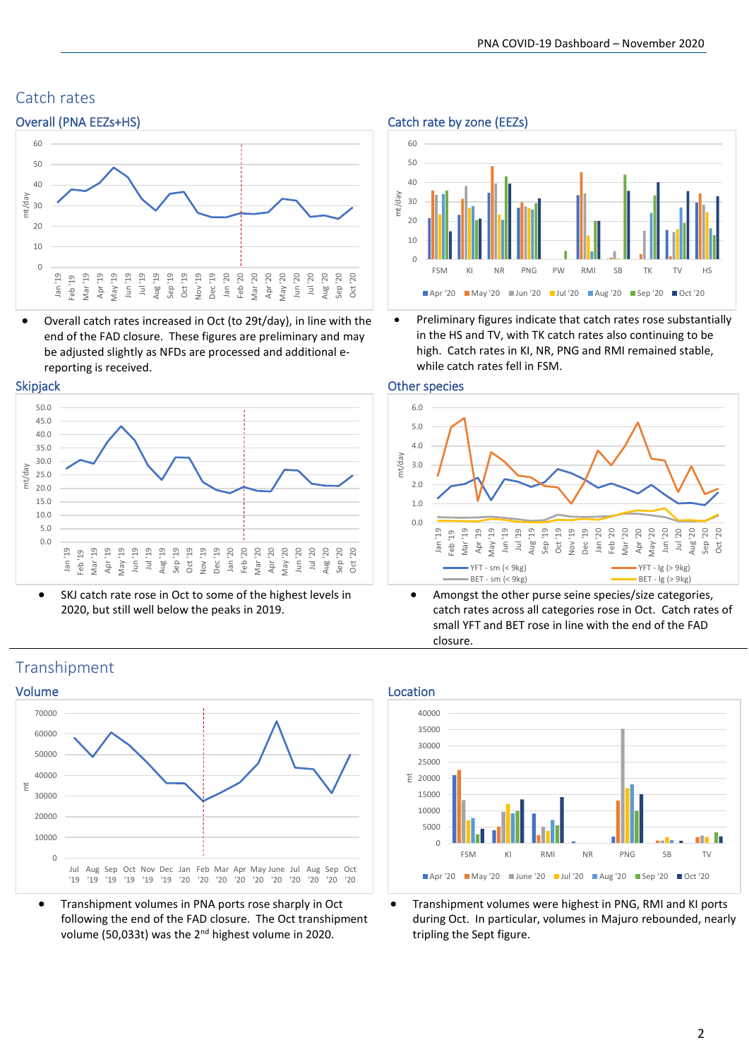# Catch rates

## Overall (PNA EEZs+HS)

- Overall catch rates increased in Oct (to 29t/day), in line with the end of the FAD closure. These figures are preliminary and may be adjusted slightly as NFDs are processed and additional e-reporting is received.

## Catch rate by zone (EEZs)

- Preliminary figures indicate that catch rates rose substantially in the HS and TV, with TK catch rates also continuing to be high. Catch rates in KI, NR, PNG and RMI remained stable, while catch rates fell in FSM.

## Skipjack

- SKJ catch rate rose in Oct to some of the highest levels in 2020, but still well below the peaks in 2019.

## Other species

- Amongst the other purse seine species/size categories, catch rates across all categories rose in Oct. Catch rates of small YFT and BET rose in line with the end of the FAD closure.

# Transhipment

## Volume

- Transhipment volumes in PNA ports rose sharply in Oct following the end of the FAD closure. The Oct transhipment volume (50,033t) was the 2nd highest volume in 2020.

## Location

- Transhipment volumes were highest in PNG, RMI and KI ports during Oct. In particular, volumes in Majuro rebounded, nearly tripling the Sept figure.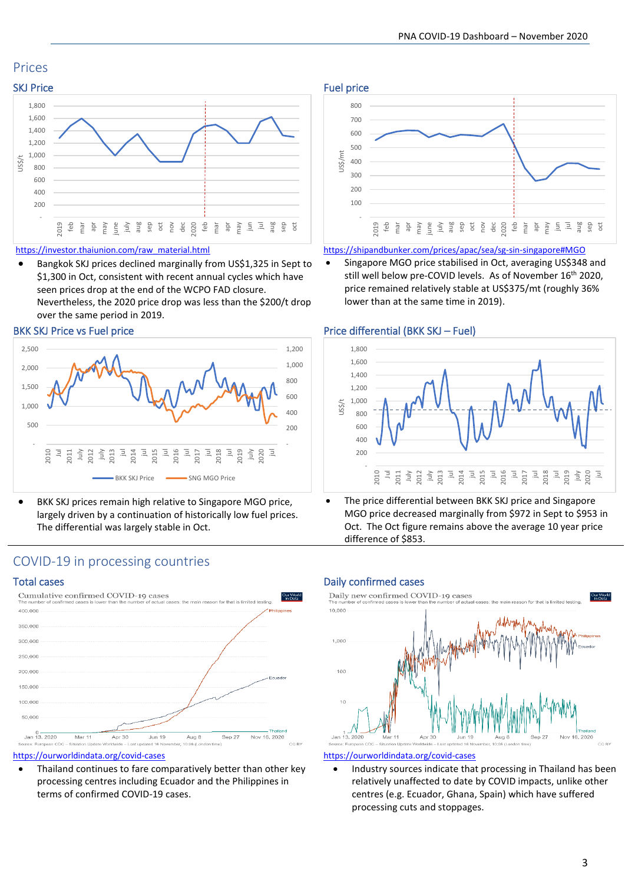## Prices

### SKJ Price

https://investor.thaiunion.com/raw_material.html

- Bangkok SKJ prices declined marginally from US$1,325 in Sept to $1,300 in Oct, consistent with recent annual cycles which have seen prices drop at the end of the WCPO FAD closure. Nevertheless, the 2020 price drop was less than the $200/t drop over the same period in 2019.

### Fuel price

https://shipandbunker.com/prices/apac/sea/sg-sin-singapore#MGO

- Singapore MGO price stabilised in Oct, averaging US$348 and still well below pre-COVID levels. As of November 16th 2020, price remained relatively stable at US$375/mt (roughly 36% lower than at the same time in 2019).

### BKK SKJ Price vs Fuel price

- BKK SKJ prices remain high relative to Singapore MGO price, largely driven by a continuation of historically low fuel prices. The differential was largely stable in Oct.

### Price differential (BKK SKJ – Fuel)

- The price differential between BKK SKJ price and Singapore MGO price decreased marginally from $972 in Sept to $953 in Oct. The Oct figure remains above the average 10 year price difference of $853.

## COVID-19 in processing countries

### Total cases

https://ourworldindata.org/covid-cases

- Thailand continues to fare comparatively better than other key processing centres including Ecuador and the Philippines in terms of confirmed COVID-19 cases.

### Daily confirmed cases

https://ourworldindata.org/covid-cases

- Industry sources indicate that processing in Thailand has been relatively unaffected to date by COVID impacts, unlike other centres (e.g. Ecuador, Ghana, Spain) which have suffered processing cuts and stoppages.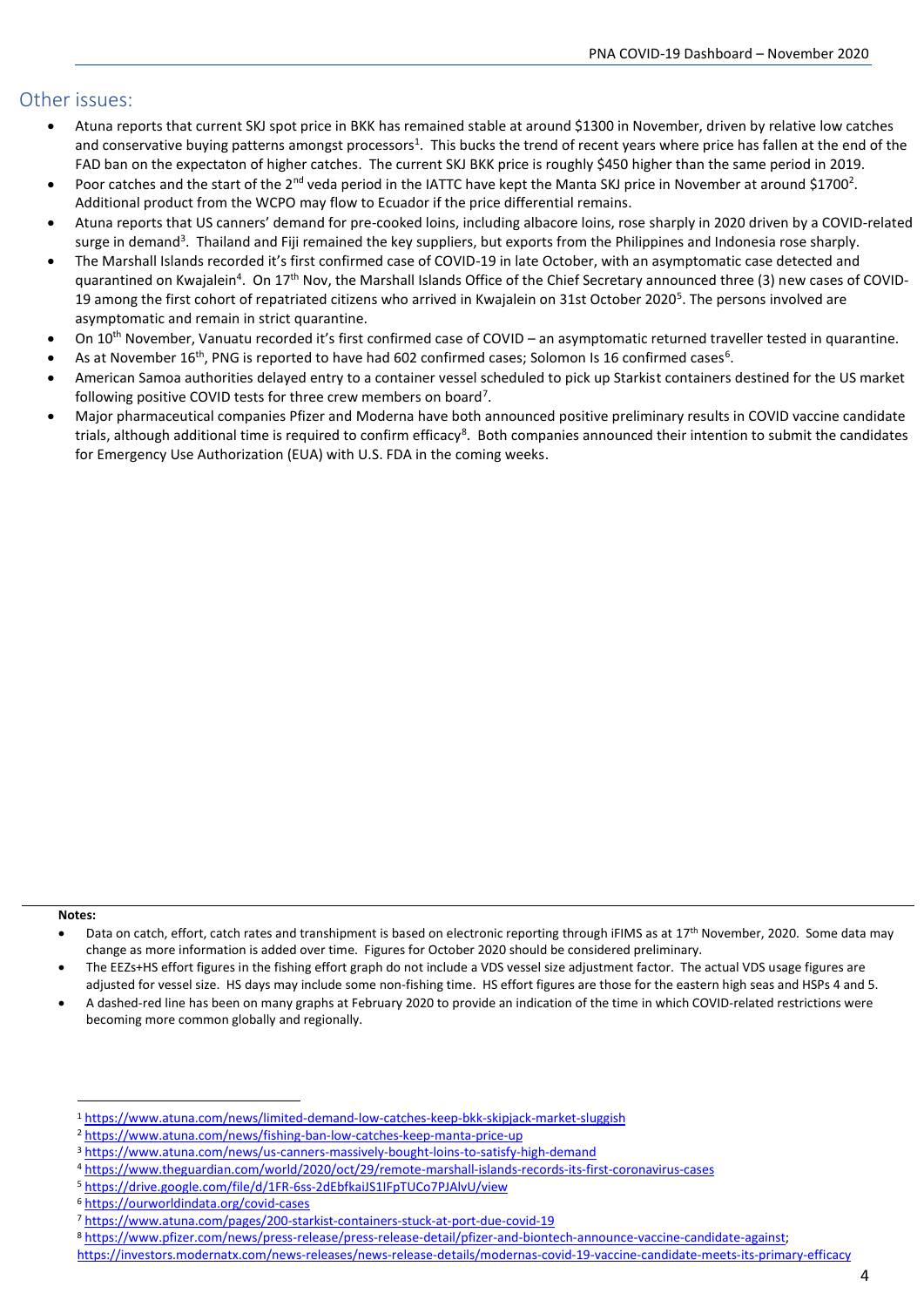## Other issues:

- Atuna reports that current SKJ spot price in BKK has remained stable at around \$1300 in November, driven by relative low catches and conservative buying patterns amongst processors[1]. This bucks the trend of recent years where price has fallen at the end of the FAD ban on the expectaton of higher catches. The current SKJ BKK price is roughly \$450 higher than the same period in 2019.
- Poor catches and the start of the 2nd veda period in the IATTC have kept the Manta SKJ price in November at around \$1700[2]. Additional product from the WCPO may flow to Ecuador if the price differential remains.
- Atuna reports that US canners' demand for pre-cooked loins, including albacore loins, rose sharply in 2020 driven by a COVID-related surge in demand[3]. Thailand and Fiji remained the key suppliers, but exports from the Philippines and Indonesia rose sharply.
- The Marshall Islands recorded it's first confirmed case of COVID-19 in late October, with an asymptomatic case detected and quarantined on Kwajalein[4]. On 17th Nov, the Marshall Islands Office of the Chief Secretary announced three (3) new cases of COVID-19 among the first cohort of repatriated citizens who arrived in Kwajalein on 31st October 2020[5]. The persons involved are asymptomatic and remain in strict quarantine.
- On 10th November, Vanuatu recorded it's first confirmed case of COVID – an asymptomatic returned traveller tested in quarantine.
- As at November 16th, PNG is reported to have had 602 confirmed cases; Solomon Is 16 confirmed cases[6].
- American Samoa authorities delayed entry to a container vessel scheduled to pick up Starkist containers destined for the US market following positive COVID tests for three crew members on board[7].
- Major pharmaceutical companies Pfizer and Moderna have both announced positive preliminary results in COVID vaccine candidate trials, although additional time is required to confirm efficacy[8]. Both companies announced their intention to submit the candidates for Emergency Use Authorization (EUA) with U.S. FDA in the coming weeks.

**Notes:**

- Data on catch, effort, catch rates and transhipment is based on electronic reporting through iFIMS as at 17th November, 2020. Some data may change as more information is added over time. Figures for October 2020 should be considered preliminary.
- The EEZs+HS effort figures in the fishing effort graph do not include a VDS vessel size adjustment factor. The actual VDS usage figures are adjusted for vessel size. HS days may include some non-fishing time. HS effort figures are those for the eastern high seas and HSPs 4 and 5.
- A dashed-red line has been on many graphs at February 2020 to provide an indication of the time in which COVID-related restrictions were becoming more common globally and regionally.

---

[1] https://www.atuna.com/news/limited-demand-low-catches-keep-bkk-skipjack-market-sluggish
[2] https://www.atuna.com/news/fishing-ban-low-catches-keep-manta-price-up
[3] https://www.atuna.com/news/us-canners-massively-bought-loins-to-satisfy-high-demand
[4] https://www.theguardian.com/world/2020/oct/29/remote-marshall-islands-records-its-first-coronavirus-cases
[5] https://drive.google.com/file/d/1FR-6ss-2dEbfkaiJS1IFpTUCo7PJAlvU/view
[6] https://ourworldindata.org/covid-cases
[7] https://www.atuna.com/pages/200-starkist-containers-stuck-at-port-due-covid-19
[8] https://www.pfizer.com/news/press-release/press-release-detail/pfizer-and-biontech-announce-vaccine-candidate-against; https://investors.modernatx.com/news-releases/news-release-details/modernas-covid-19-vaccine-candidate-meets-its-primary-efficacy